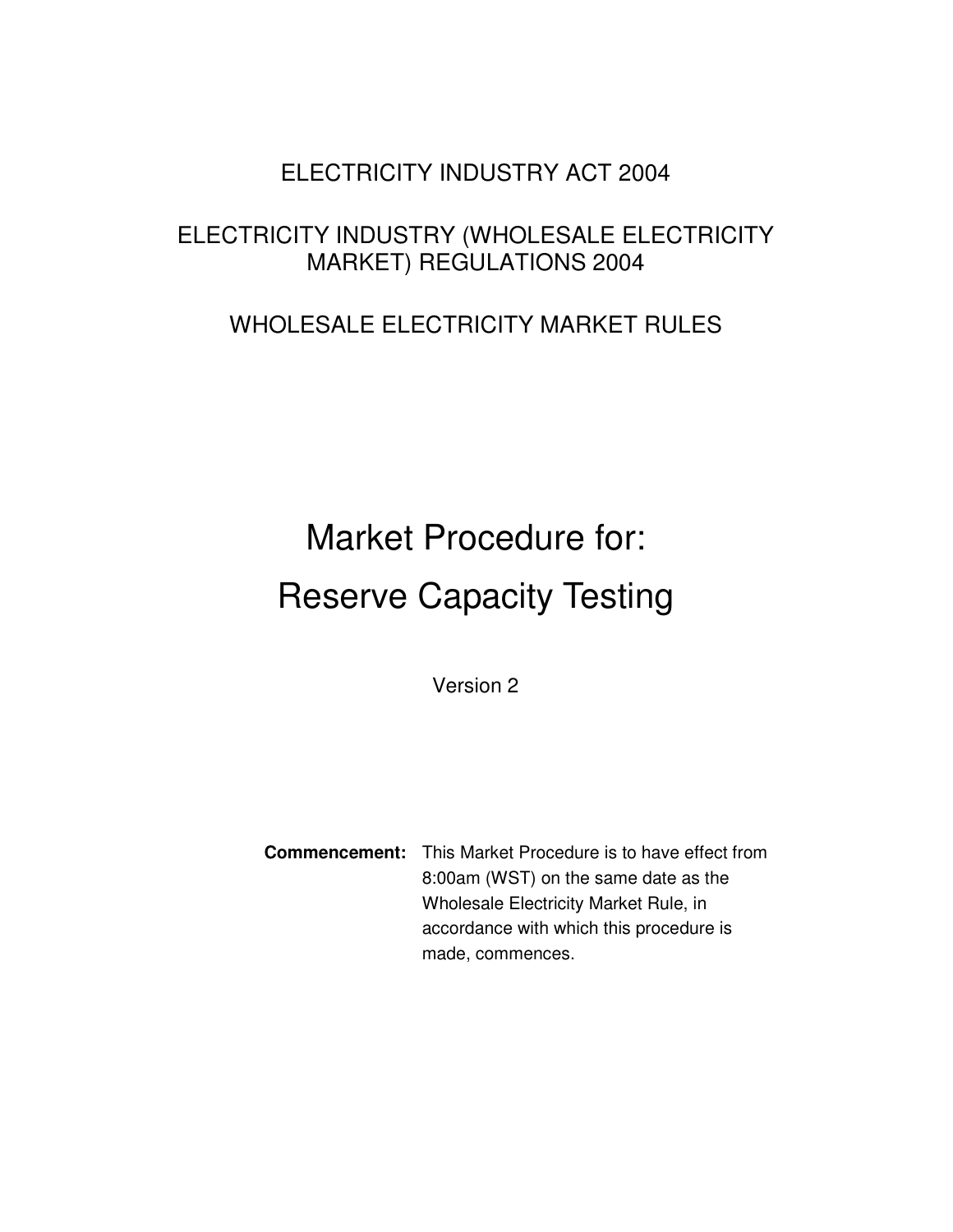ELECTRICITY INDUSTRY ACT 2004

ELECTRICITY INDUSTRY (WHOLESALE ELECTRICITY MARKET) REGULATIONS 2004

WHOLESALE ELECTRICITY MARKET RULES

# Market Procedure for:

# Reserve Capacity Testing

Version 2

**Commencement:** This Market Procedure is to have effect from 8:00am (WST) on the same date as the Wholesale Electricity Market Rule, in accordance with which this procedure is made, commences.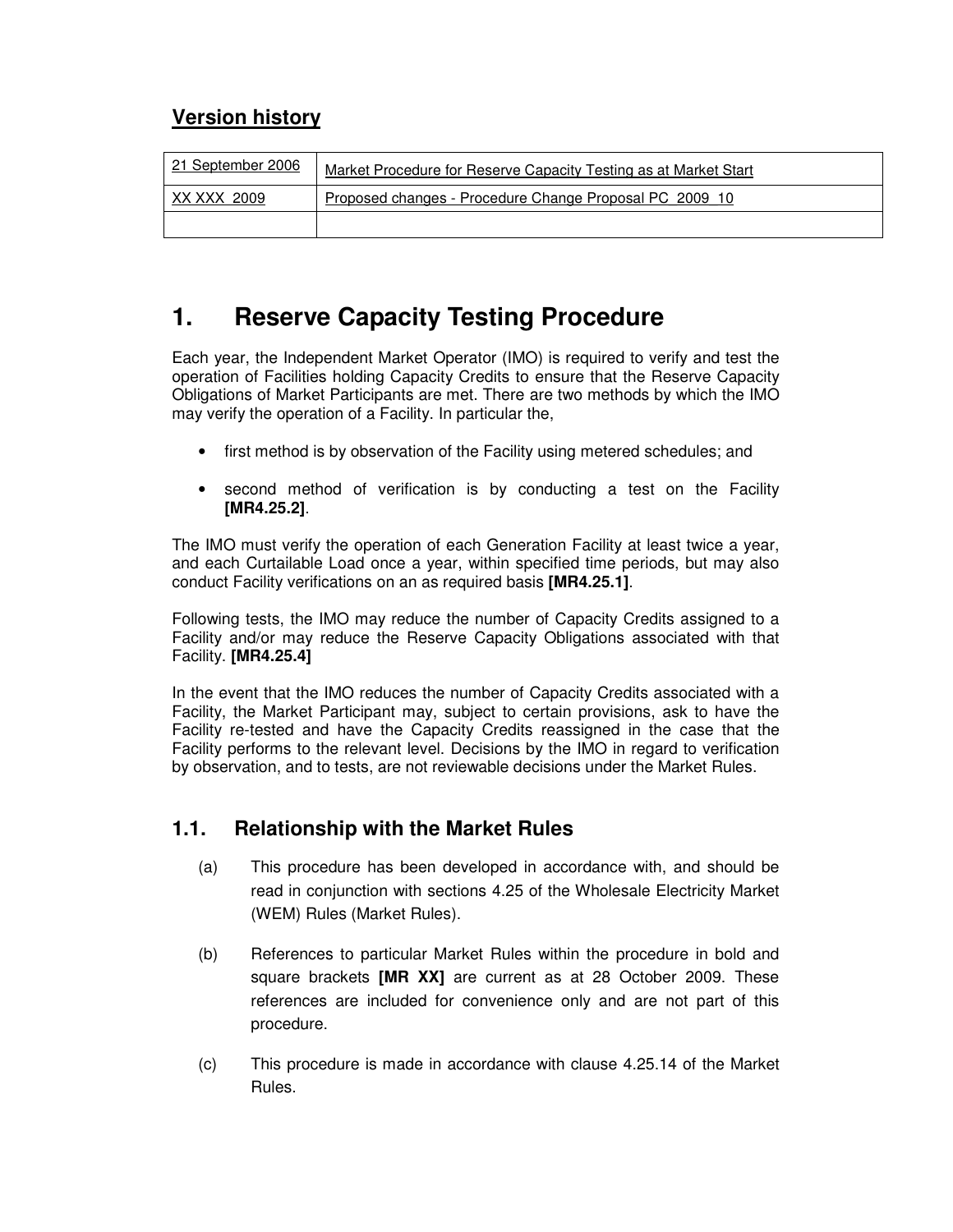## Version history

| 21 September 2006 | Market Procedure for Reserve Capacity Testing as at Market Start |
|---|---|
| XX XXX 2009 | Proposed changes - Procedure Change Proposal PC_2009_10 |
| | |

# 1. Reserve Capacity Testing Procedure

Each year, the Independent Market Operator (IMO) is required to verify and test the operation of Facilities holding Capacity Credits to ensure that the Reserve Capacity Obligations of Market Participants are met. There are two methods by which the IMO may verify the operation of a Facility. In particular the,

- first method is by observation of the Facility using metered schedules; and
- second method of verification is by conducting a test on the Facility **[MR4.25.2]**.

The IMO must verify the operation of each Generation Facility at least twice a year, and each Curtailable Load once a year, within specified time periods, but may also conduct Facility verifications on an as required basis **[MR4.25.1]**.

Following tests, the IMO may reduce the number of Capacity Credits assigned to a Facility and/or may reduce the Reserve Capacity Obligations associated with that Facility. **[MR4.25.4]**

In the event that the IMO reduces the number of Capacity Credits associated with a Facility, the Market Participant may, subject to certain provisions, ask to have the Facility re-tested and have the Capacity Credits reassigned in the case that the Facility performs to the relevant level. Decisions by the IMO in regard to verification by observation, and to tests, are not reviewable decisions under the Market Rules.

## 1.1. Relationship with the Market Rules

(a) This procedure has been developed in accordance with, and should be read in conjunction with sections 4.25 of the Wholesale Electricity Market (WEM) Rules (Market Rules).

(b) References to particular Market Rules within the procedure in bold and square brackets **[MR XX]** are current as at 28 October 2009. These references are included for convenience only and are not part of this procedure.

(c) This procedure is made in accordance with clause 4.25.14 of the Market Rules.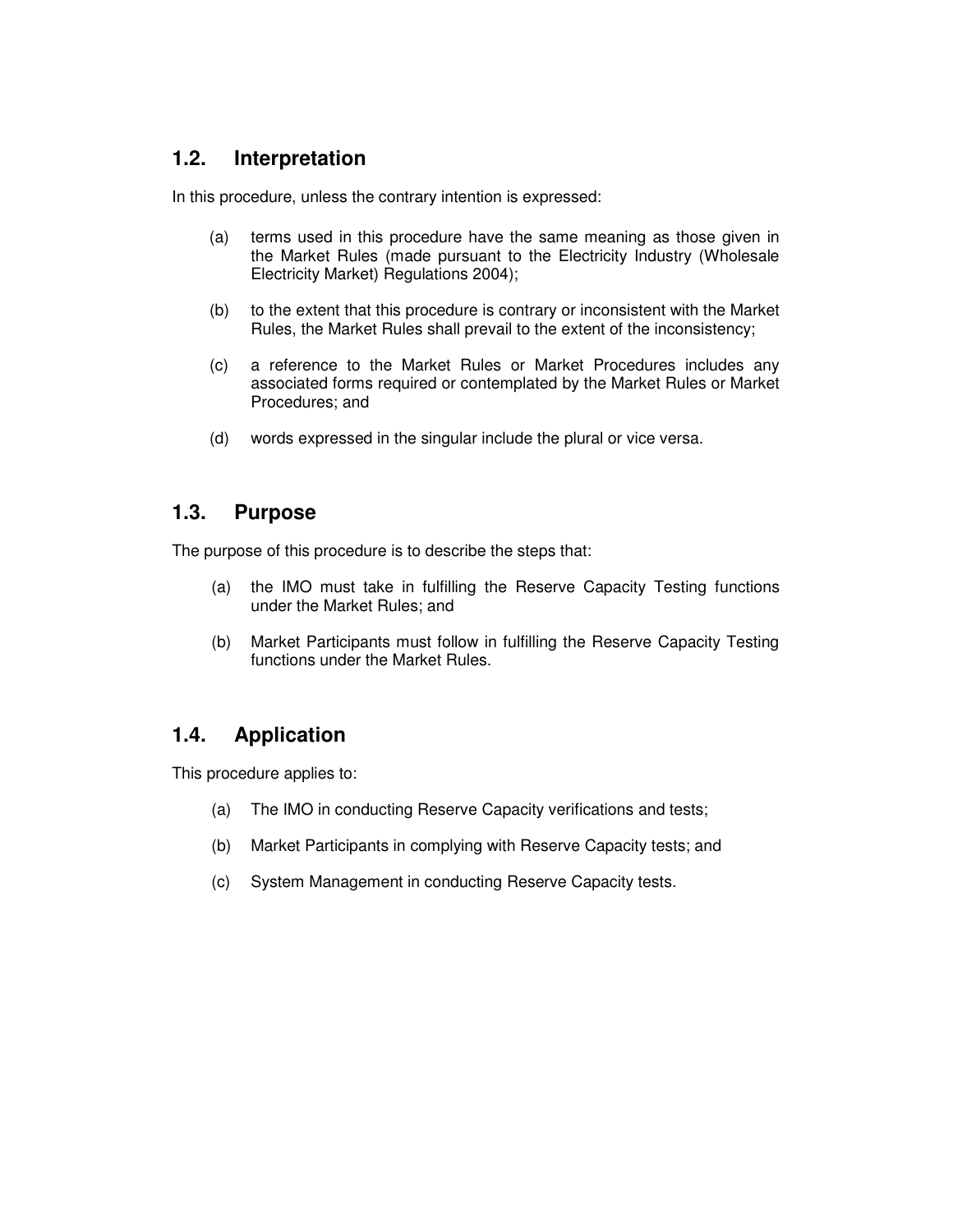## 1.2. Interpretation

In this procedure, unless the contrary intention is expressed:

(a) terms used in this procedure have the same meaning as those given in the Market Rules (made pursuant to the Electricity Industry (Wholesale Electricity Market) Regulations 2004);

(b) to the extent that this procedure is contrary or inconsistent with the Market Rules, the Market Rules shall prevail to the extent of the inconsistency;

(c) a reference to the Market Rules or Market Procedures includes any associated forms required or contemplated by the Market Rules or Market Procedures; and

(d) words expressed in the singular include the plural or vice versa.

## 1.3. Purpose

The purpose of this procedure is to describe the steps that:

(a) the IMO must take in fulfilling the Reserve Capacity Testing functions under the Market Rules; and

(b) Market Participants must follow in fulfilling the Reserve Capacity Testing functions under the Market Rules.

## 1.4. Application

This procedure applies to:

(a) The IMO in conducting Reserve Capacity verifications and tests;

(b) Market Participants in complying with Reserve Capacity tests; and

(c) System Management in conducting Reserve Capacity tests.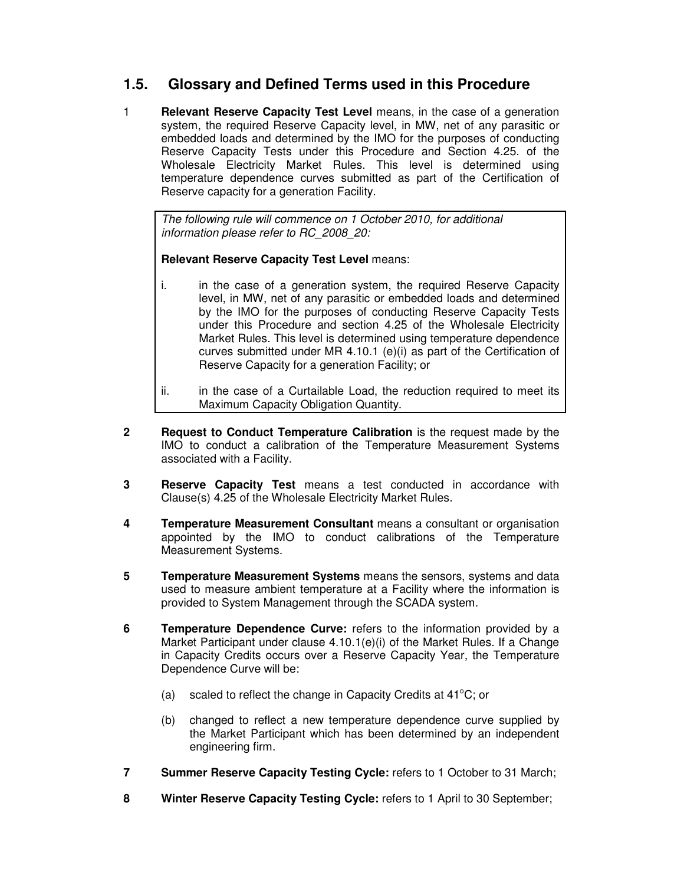## 1.5. Glossary and Defined Terms used in this Procedure

1 **Relevant Reserve Capacity Test Level** means, in the case of a generation system, the required Reserve Capacity level, in MW, net of any parasitic or embedded loads and determined by the IMO for the purposes of conducting Reserve Capacity Tests under this Procedure and Section 4.25. of the Wholesale Electricity Market Rules. This level is determined using temperature dependence curves submitted as part of the Certification of Reserve capacity for a generation Facility.

> *The following rule will commence on 1 October 2010, for additional information please refer to RC_2008_20:*
>
> **Relevant Reserve Capacity Test Level** means:
>
> i. in the case of a generation system, the required Reserve Capacity level, in MW, net of any parasitic or embedded loads and determined by the IMO for the purposes of conducting Reserve Capacity Tests under this Procedure and section 4.25 of the Wholesale Electricity Market Rules. This level is determined using temperature dependence curves submitted under MR 4.10.1 (e)(i) as part of the Certification of Reserve Capacity for a generation Facility; or
>
> ii. in the case of a Curtailable Load, the reduction required to meet its Maximum Capacity Obligation Quantity.

**2** **Request to Conduct Temperature Calibration** is the request made by the IMO to conduct a calibration of the Temperature Measurement Systems associated with a Facility.

**3** **Reserve Capacity Test** means a test conducted in accordance with Clause(s) 4.25 of the Wholesale Electricity Market Rules.

**4** **Temperature Measurement Consultant** means a consultant or organisation appointed by the IMO to conduct calibrations of the Temperature Measurement Systems.

**5** **Temperature Measurement Systems** means the sensors, systems and data used to measure ambient temperature at a Facility where the information is provided to System Management through the SCADA system.

**6** **Temperature Dependence Curve:** refers to the information provided by a Market Participant under clause 4.10.1(e)(i) of the Market Rules. If a Change in Capacity Credits occurs over a Reserve Capacity Year, the Temperature Dependence Curve will be:

(a) scaled to reflect the change in Capacity Credits at 41°C; or

(b) changed to reflect a new temperature dependence curve supplied by the Market Participant which has been determined by an independent engineering firm.

**7** **Summer Reserve Capacity Testing Cycle:** refers to 1 October to 31 March;

**8** **Winter Reserve Capacity Testing Cycle:** refers to 1 April to 30 September;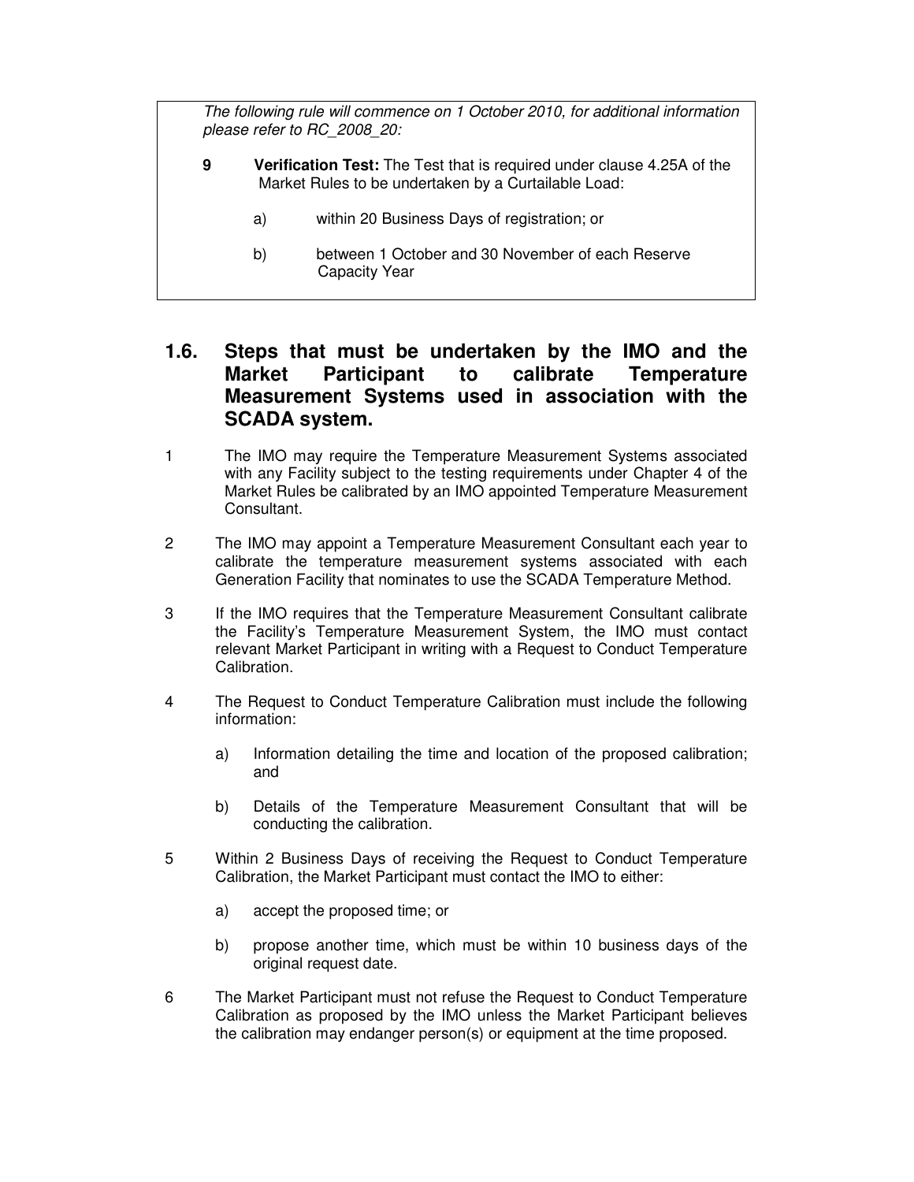*The following rule will commence on 1 October 2010, for additional information please refer to RC_2008_20:*

**9** **Verification Test:** The Test that is required under clause 4.25A of the Market Rules to be undertaken by a Curtailable Load:

a) within 20 Business Days of registration; or

b) between 1 October and 30 November of each Reserve Capacity Year

## 1.6. Steps that must be undertaken by the IMO and the Market Participant to calibrate Temperature Measurement Systems used in association with the SCADA system.

1 The IMO may require the Temperature Measurement Systems associated with any Facility subject to the testing requirements under Chapter 4 of the Market Rules be calibrated by an IMO appointed Temperature Measurement Consultant.

2 The IMO may appoint a Temperature Measurement Consultant each year to calibrate the temperature measurement systems associated with each Generation Facility that nominates to use the SCADA Temperature Method.

3 If the IMO requires that the Temperature Measurement Consultant calibrate the Facility's Temperature Measurement System, the IMO must contact relevant Market Participant in writing with a Request to Conduct Temperature Calibration.

4 The Request to Conduct Temperature Calibration must include the following information:

a) Information detailing the time and location of the proposed calibration; and

b) Details of the Temperature Measurement Consultant that will be conducting the calibration.

5 Within 2 Business Days of receiving the Request to Conduct Temperature Calibration, the Market Participant must contact the IMO to either:

a) accept the proposed time; or

b) propose another time, which must be within 10 business days of the original request date.

6 The Market Participant must not refuse the Request to Conduct Temperature Calibration as proposed by the IMO unless the Market Participant believes the calibration may endanger person(s) or equipment at the time proposed.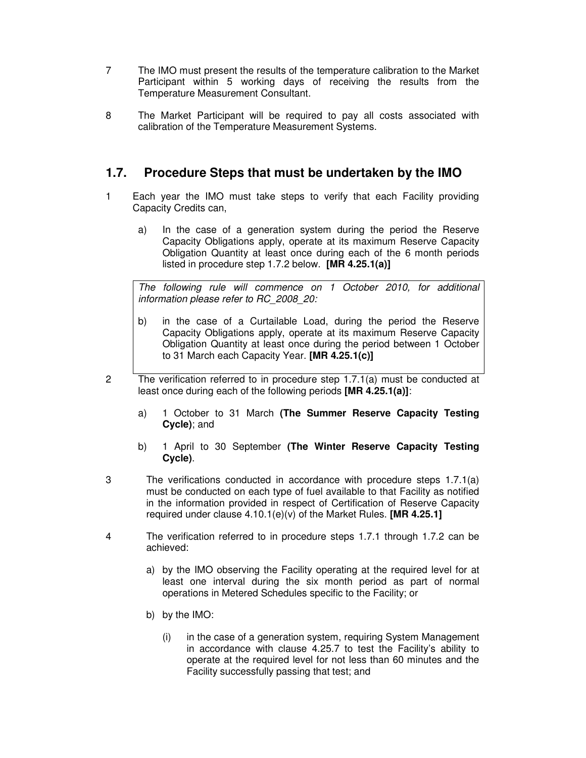7 The IMO must present the results of the temperature calibration to the Market Participant within 5 working days of receiving the results from the Temperature Measurement Consultant.

8 The Market Participant will be required to pay all costs associated with calibration of the Temperature Measurement Systems.

## 1.7. Procedure Steps that must be undertaken by the IMO

1 Each year the IMO must take steps to verify that each Facility providing Capacity Credits can,

a) In the case of a generation system during the period the Reserve Capacity Obligations apply, operate at its maximum Reserve Capacity Obligation Quantity at least once during each of the 6 month periods listed in procedure step 1.7.2 below. **[MR 4.25.1(a)]**

> *The following rule will commence on 1 October 2010, for additional information please refer to RC_2008_20:*
>
> b) in the case of a Curtailable Load, during the period the Reserve Capacity Obligations apply, operate at its maximum Reserve Capacity Obligation Quantity at least once during the period between 1 October to 31 March each Capacity Year. **[MR 4.25.1(c)]**

2 The verification referred to in procedure step 1.7.1(a) must be conducted at least once during each of the following periods **[MR 4.25.1(a)]**:

a) 1 October to 31 March **(The Summer Reserve Capacity Testing Cycle)**; and

b) 1 April to 30 September **(The Winter Reserve Capacity Testing Cycle)**.

3 The verifications conducted in accordance with procedure steps 1.7.1(a) must be conducted on each type of fuel available to that Facility as notified in the information provided in respect of Certification of Reserve Capacity required under clause 4.10.1(e)(v) of the Market Rules. **[MR 4.25.1]**

4 The verification referred to in procedure steps 1.7.1 through 1.7.2 can be achieved:

a) by the IMO observing the Facility operating at the required level for at least one interval during the six month period as part of normal operations in Metered Schedules specific to the Facility; or

b) by the IMO:

(i) in the case of a generation system, requiring System Management in accordance with clause 4.25.7 to test the Facility's ability to operate at the required level for not less than 60 minutes and the Facility successfully passing that test; and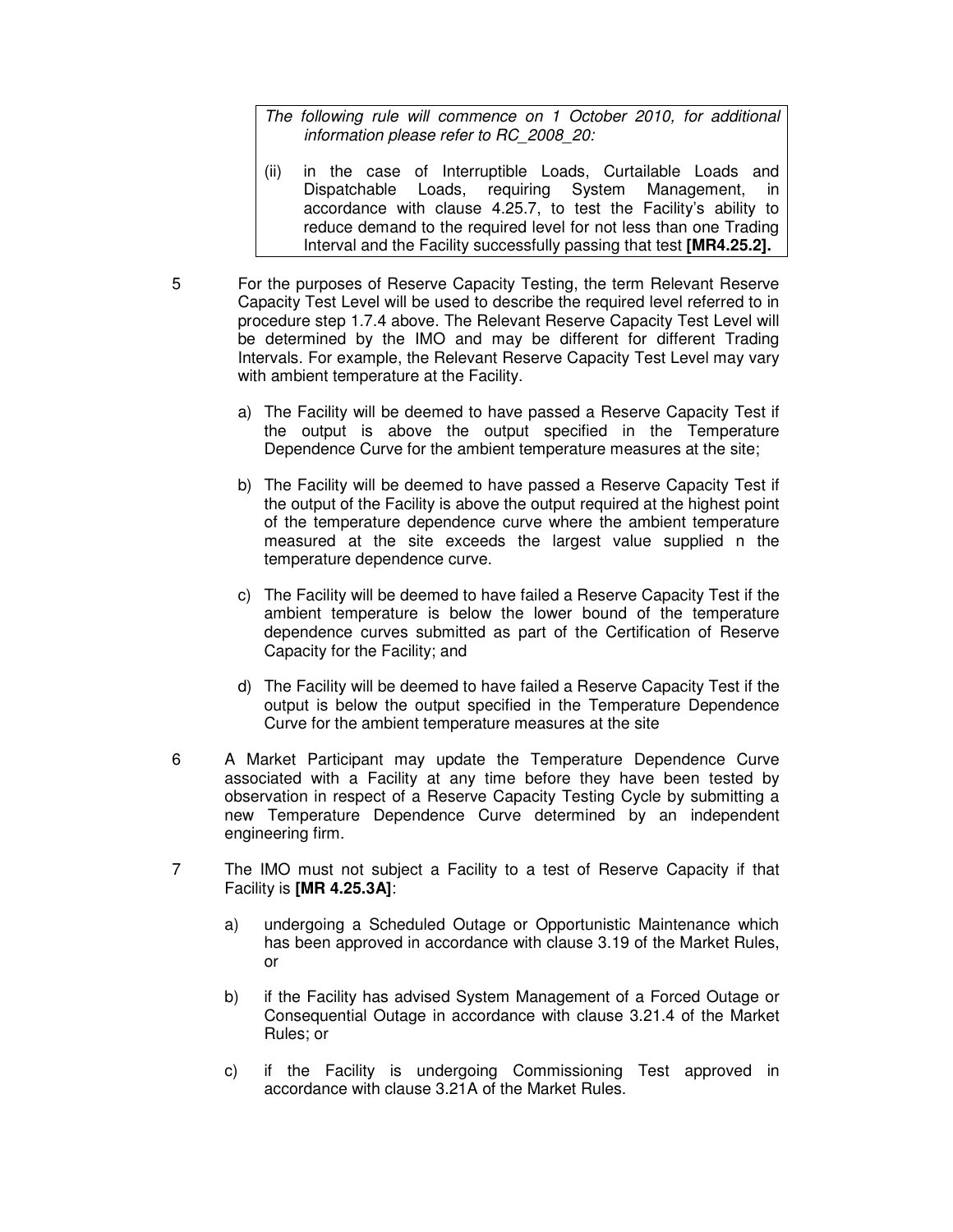*The following rule will commence on 1 October 2010, for additional information please refer to RC_2008_20:*

(ii) in the case of Interruptible Loads, Curtailable Loads and Dispatchable Loads, requiring System Management, in accordance with clause 4.25.7, to test the Facility's ability to reduce demand to the required level for not less than one Trading Interval and the Facility successfully passing that test **[MR4.25.2].**

5 For the purposes of Reserve Capacity Testing, the term Relevant Reserve Capacity Test Level will be used to describe the required level referred to in procedure step 1.7.4 above. The Relevant Reserve Capacity Test Level will be determined by the IMO and may be different for different Trading Intervals. For example, the Relevant Reserve Capacity Test Level may vary with ambient temperature at the Facility.

a) The Facility will be deemed to have passed a Reserve Capacity Test if the output is above the output specified in the Temperature Dependence Curve for the ambient temperature measures at the site;

b) The Facility will be deemed to have passed a Reserve Capacity Test if the output of the Facility is above the output required at the highest point of the temperature dependence curve where the ambient temperature measured at the site exceeds the largest value supplied n the temperature dependence curve.

c) The Facility will be deemed to have failed a Reserve Capacity Test if the ambient temperature is below the lower bound of the temperature dependence curves submitted as part of the Certification of Reserve Capacity for the Facility; and

d) The Facility will be deemed to have failed a Reserve Capacity Test if the output is below the output specified in the Temperature Dependence Curve for the ambient temperature measures at the site

6 A Market Participant may update the Temperature Dependence Curve associated with a Facility at any time before they have been tested by observation in respect of a Reserve Capacity Testing Cycle by submitting a new Temperature Dependence Curve determined by an independent engineering firm.

7 The IMO must not subject a Facility to a test of Reserve Capacity if that Facility is **[MR 4.25.3A]**:

a) undergoing a Scheduled Outage or Opportunistic Maintenance which has been approved in accordance with clause 3.19 of the Market Rules, or

b) if the Facility has advised System Management of a Forced Outage or Consequential Outage in accordance with clause 3.21.4 of the Market Rules; or

c) if the Facility is undergoing Commissioning Test approved in accordance with clause 3.21A of the Market Rules.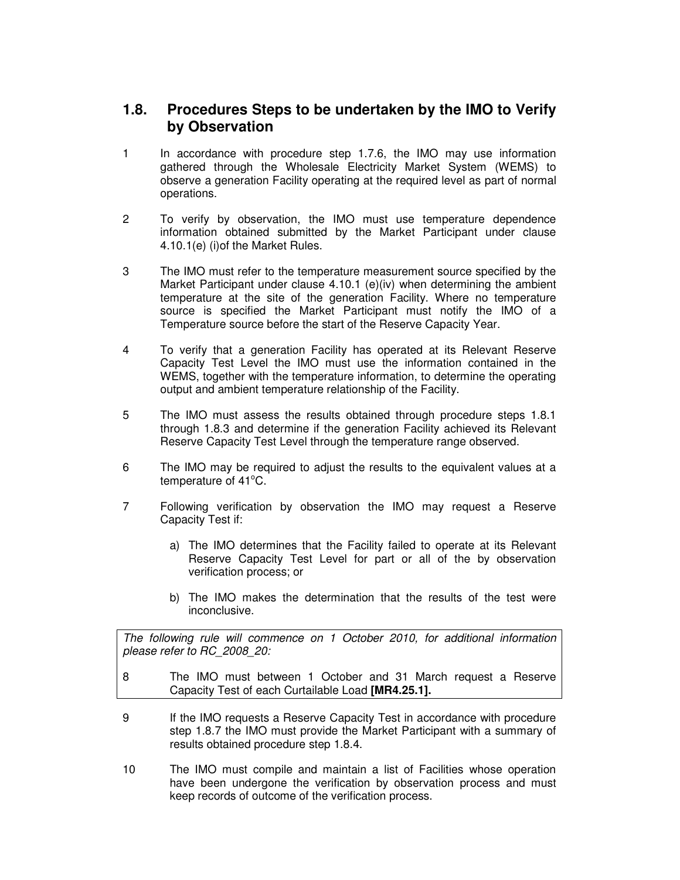## 1.8. Procedures Steps to be undertaken by the IMO to Verify by Observation

1. In accordance with procedure step 1.7.6, the IMO may use information gathered through the Wholesale Electricity Market System (WEMS) to observe a generation Facility operating at the required level as part of normal operations.

2. To verify by observation, the IMO must use temperature dependence information obtained submitted by the Market Participant under clause 4.10.1(e) (i)of the Market Rules.

3. The IMO must refer to the temperature measurement source specified by the Market Participant under clause 4.10.1 (e)(iv) when determining the ambient temperature at the site of the generation Facility. Where no temperature source is specified the Market Participant must notify the IMO of a Temperature source before the start of the Reserve Capacity Year.

4. To verify that a generation Facility has operated at its Relevant Reserve Capacity Test Level the IMO must use the information contained in the WEMS, together with the temperature information, to determine the operating output and ambient temperature relationship of the Facility.

5. The IMO must assess the results obtained through procedure steps 1.8.1 through 1.8.3 and determine if the generation Facility achieved its Relevant Reserve Capacity Test Level through the temperature range observed.

6. The IMO may be required to adjust the results to the equivalent values at a temperature of 41°C.

7. Following verification by observation the IMO may request a Reserve Capacity Test if:

   a) The IMO determines that the Facility failed to operate at its Relevant Reserve Capacity Test Level for part or all of the by observation verification process; or

   b) The IMO makes the determination that the results of the test were inconclusive.

*The following rule will commence on 1 October 2010, for additional information please refer to RC_2008_20:*

8. The IMO must between 1 October and 31 March request a Reserve Capacity Test of each Curtailable Load **[MR4.25.1].**

9. If the IMO requests a Reserve Capacity Test in accordance with procedure step 1.8.7 the IMO must provide the Market Participant with a summary of results obtained procedure step 1.8.4.

10. The IMO must compile and maintain a list of Facilities whose operation have been undergone the verification by observation process and must keep records of outcome of the verification process.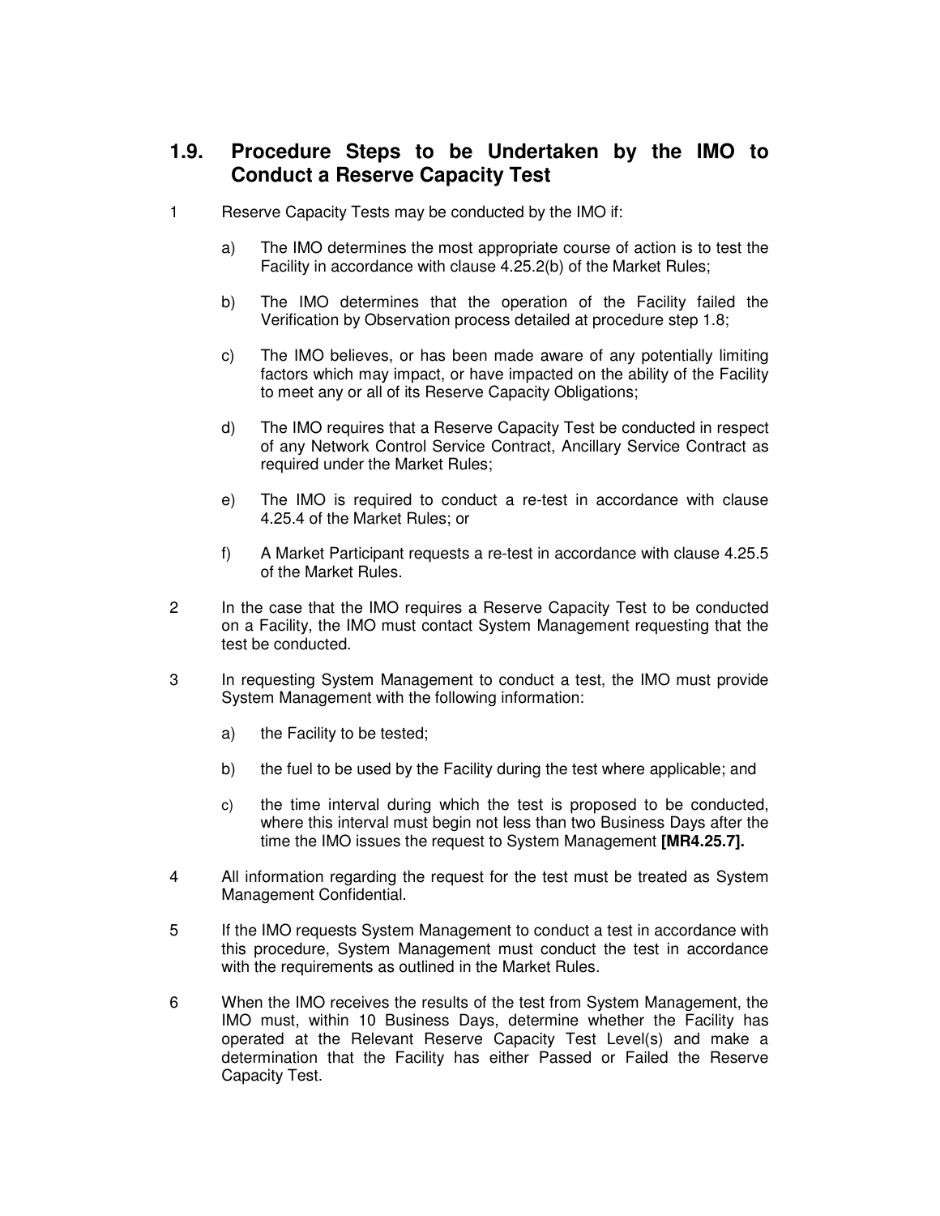## 1.9. Procedure Steps to be Undertaken by the IMO to Conduct a Reserve Capacity Test

1 Reserve Capacity Tests may be conducted by the IMO if:

   a) The IMO determines the most appropriate course of action is to test the Facility in accordance with clause 4.25.2(b) of the Market Rules;

   b) The IMO determines that the operation of the Facility failed the Verification by Observation process detailed at procedure step 1.8;

   c) The IMO believes, or has been made aware of any potentially limiting factors which may impact, or have impacted on the ability of the Facility to meet any or all of its Reserve Capacity Obligations;

   d) The IMO requires that a Reserve Capacity Test be conducted in respect of any Network Control Service Contract, Ancillary Service Contract as required under the Market Rules;

   e) The IMO is required to conduct a re-test in accordance with clause 4.25.4 of the Market Rules; or

   f) A Market Participant requests a re-test in accordance with clause 4.25.5 of the Market Rules.

2 In the case that the IMO requires a Reserve Capacity Test to be conducted on a Facility, the IMO must contact System Management requesting that the test be conducted.

3 In requesting System Management to conduct a test, the IMO must provide System Management with the following information:

   a) the Facility to be tested;

   b) the fuel to be used by the Facility during the test where applicable; and

   c) the time interval during which the test is proposed to be conducted, where this interval must begin not less than two Business Days after the time the IMO issues the request to System Management **[MR4.25.7].**

4 All information regarding the request for the test must be treated as System Management Confidential.

5 If the IMO requests System Management to conduct a test in accordance with this procedure, System Management must conduct the test in accordance with the requirements as outlined in the Market Rules.

6 When the IMO receives the results of the test from System Management, the IMO must, within 10 Business Days, determine whether the Facility has operated at the Relevant Reserve Capacity Test Level(s) and make a determination that the Facility has either Passed or Failed the Reserve Capacity Test.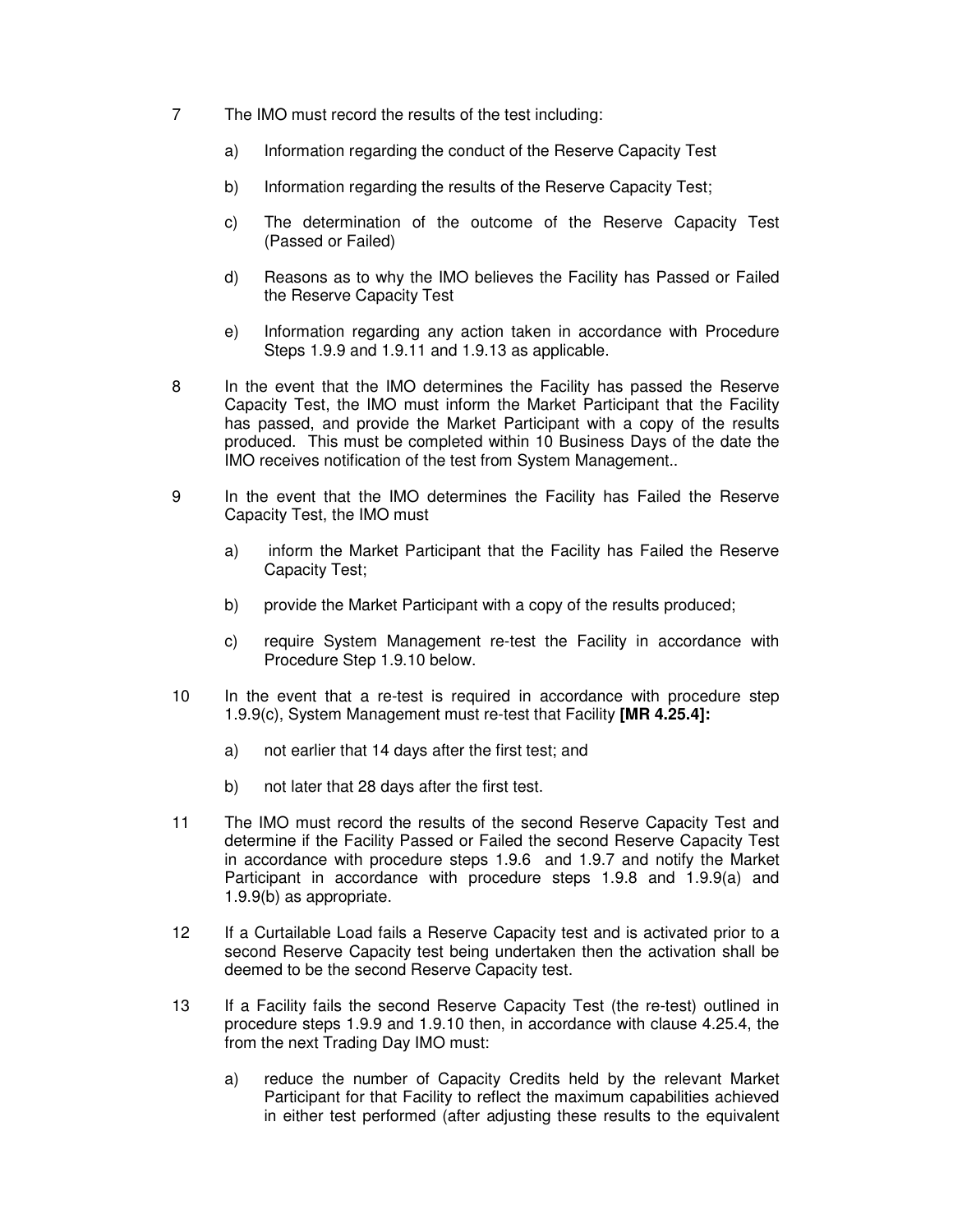7 The IMO must record the results of the test including:

   a) Information regarding the conduct of the Reserve Capacity Test

   b) Information regarding the results of the Reserve Capacity Test;

   c) The determination of the outcome of the Reserve Capacity Test (Passed or Failed)

   d) Reasons as to why the IMO believes the Facility has Passed or Failed the Reserve Capacity Test

   e) Information regarding any action taken in accordance with Procedure Steps 1.9.9 and 1.9.11 and 1.9.13 as applicable.

8 In the event that the IMO determines the Facility has passed the Reserve Capacity Test, the IMO must inform the Market Participant that the Facility has passed, and provide the Market Participant with a copy of the results produced. This must be completed within 10 Business Days of the date the IMO receives notification of the test from System Management..

9 In the event that the IMO determines the Facility has Failed the Reserve Capacity Test, the IMO must

   a) inform the Market Participant that the Facility has Failed the Reserve Capacity Test;

   b) provide the Market Participant with a copy of the results produced;

   c) require System Management re-test the Facility in accordance with Procedure Step 1.9.10 below.

10 In the event that a re-test is required in accordance with procedure step 1.9.9(c), System Management must re-test that Facility **[MR 4.25.4]:**

   a) not earlier that 14 days after the first test; and

   b) not later that 28 days after the first test.

11 The IMO must record the results of the second Reserve Capacity Test and determine if the Facility Passed or Failed the second Reserve Capacity Test in accordance with procedure steps 1.9.6 and 1.9.7 and notify the Market Participant in accordance with procedure steps 1.9.8 and 1.9.9(a) and 1.9.9(b) as appropriate.

12 If a Curtailable Load fails a Reserve Capacity test and is activated prior to a second Reserve Capacity test being undertaken then the activation shall be deemed to be the second Reserve Capacity test.

13 If a Facility fails the second Reserve Capacity Test (the re-test) outlined in procedure steps 1.9.9 and 1.9.10 then, in accordance with clause 4.25.4, the from the next Trading Day IMO must:

   a) reduce the number of Capacity Credits held by the relevant Market Participant for that Facility to reflect the maximum capabilities achieved in either test performed (after adjusting these results to the equivalent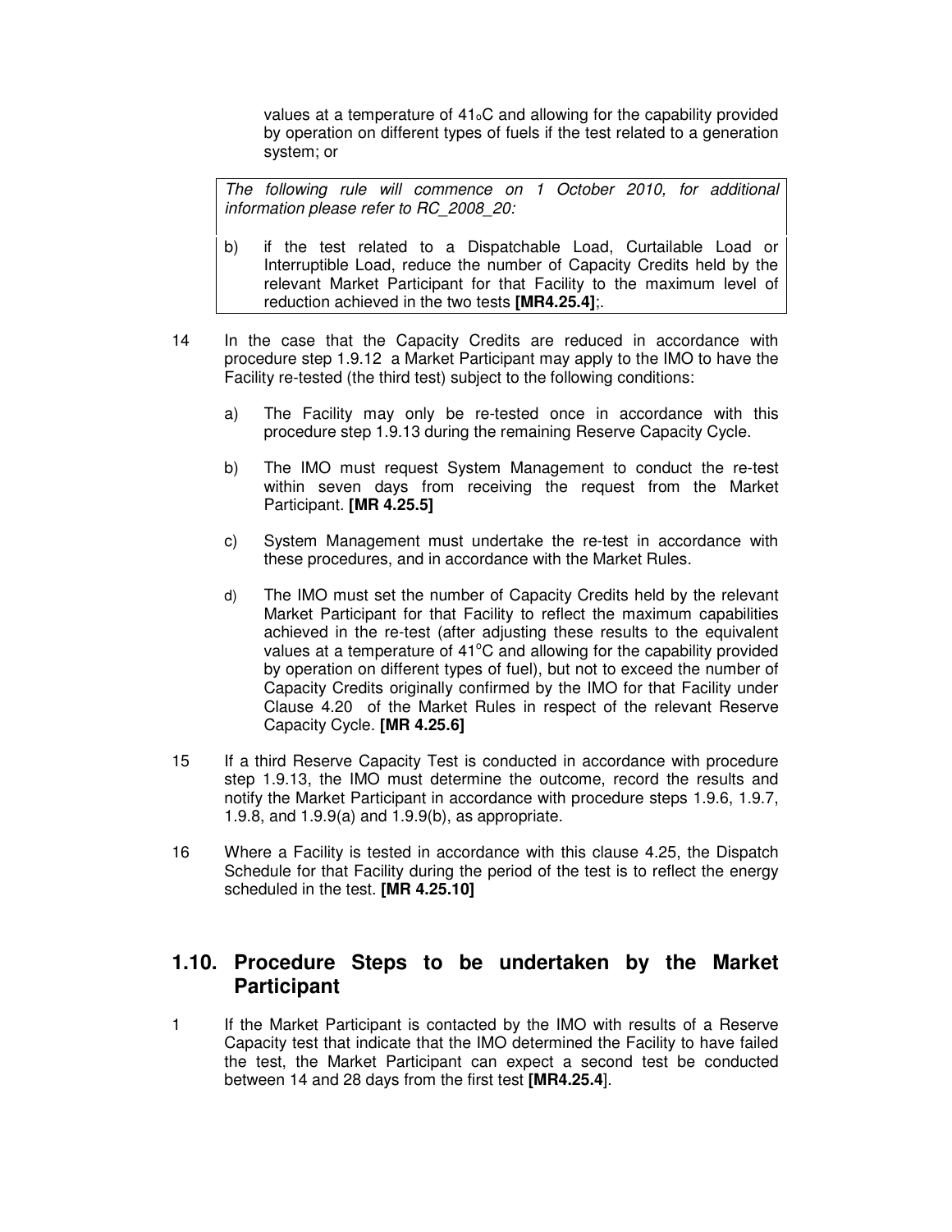values at a temperature of $41_{o}$C and allowing for the capability provided by operation on different types of fuels if the test related to a generation system; or

*The following rule will commence on 1 October 2010, for additional information please refer to RC_2008_20:*

b) if the test related to a Dispatchable Load, Curtailable Load or Interruptible Load, reduce the number of Capacity Credits held by the relevant Market Participant for that Facility to the maximum level of reduction achieved in the two tests **[MR4.25.4]**;.

14 In the case that the Capacity Credits are reduced in accordance with procedure step 1.9.12 a Market Participant may apply to the IMO to have the Facility re-tested (the third test) subject to the following conditions:

a) The Facility may only be re-tested once in accordance with this procedure step 1.9.13 during the remaining Reserve Capacity Cycle.

b) The IMO must request System Management to conduct the re-test within seven days from receiving the request from the Market Participant. **[MR 4.25.5]**

c) System Management must undertake the re-test in accordance with these procedures, and in accordance with the Market Rules.

d) The IMO must set the number of Capacity Credits held by the relevant Market Participant for that Facility to reflect the maximum capabilities achieved in the re-test (after adjusting these results to the equivalent values at a temperature of 41°C and allowing for the capability provided by operation on different types of fuel), but not to exceed the number of Capacity Credits originally confirmed by the IMO for that Facility under Clause 4.20 of the Market Rules in respect of the relevant Reserve Capacity Cycle. **[MR 4.25.6]**

15 If a third Reserve Capacity Test is conducted in accordance with procedure step 1.9.13, the IMO must determine the outcome, record the results and notify the Market Participant in accordance with procedure steps 1.9.6, 1.9.7, 1.9.8, and 1.9.9(a) and 1.9.9(b), as appropriate.

16 Where a Facility is tested in accordance with this clause 4.25, the Dispatch Schedule for that Facility during the period of the test is to reflect the energy scheduled in the test. **[MR 4.25.10]**

## 1.10. Procedure Steps to be undertaken by the Market Participant

1 If the Market Participant is contacted by the IMO with results of a Reserve Capacity test that indicate that the IMO determined the Facility to have failed the test, the Market Participant can expect a second test be conducted between 14 and 28 days from the first test **[MR4.25.4**].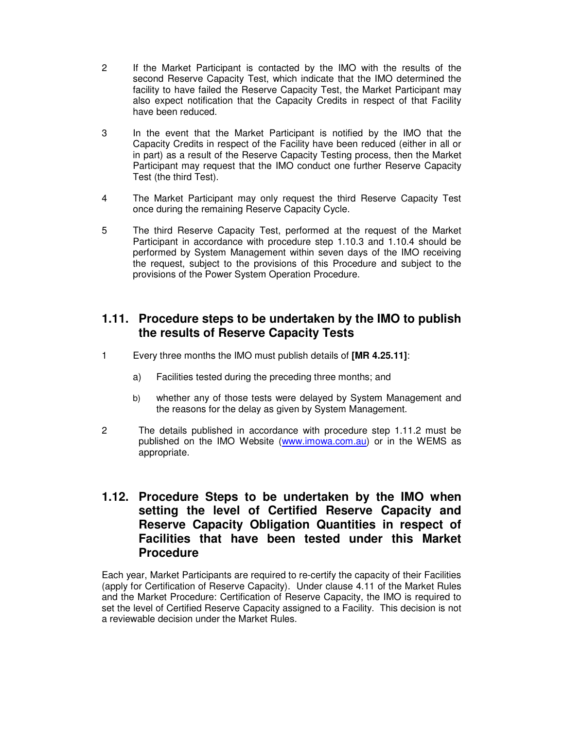2 If the Market Participant is contacted by the IMO with the results of the second Reserve Capacity Test, which indicate that the IMO determined the facility to have failed the Reserve Capacity Test, the Market Participant may also expect notification that the Capacity Credits in respect of that Facility have been reduced.

3 In the event that the Market Participant is notified by the IMO that the Capacity Credits in respect of the Facility have been reduced (either in all or in part) as a result of the Reserve Capacity Testing process, then the Market Participant may request that the IMO conduct one further Reserve Capacity Test (the third Test).

4 The Market Participant may only request the third Reserve Capacity Test once during the remaining Reserve Capacity Cycle.

5 The third Reserve Capacity Test, performed at the request of the Market Participant in accordance with procedure step 1.10.3 and 1.10.4 should be performed by System Management within seven days of the IMO receiving the request, subject to the provisions of this Procedure and subject to the provisions of the Power System Operation Procedure.

## 1.11. Procedure steps to be undertaken by the IMO to publish the results of Reserve Capacity Tests

1 Every three months the IMO must publish details of **[MR 4.25.11]**:

a) Facilities tested during the preceding three months; and

b) whether any of those tests were delayed by System Management and the reasons for the delay as given by System Management.

2 The details published in accordance with procedure step 1.11.2 must be published on the IMO Website (www.imowa.com.au) or in the WEMS as appropriate.

## 1.12. Procedure Steps to be undertaken by the IMO when setting the level of Certified Reserve Capacity and Reserve Capacity Obligation Quantities in respect of Facilities that have been tested under this Market Procedure

Each year, Market Participants are required to re-certify the capacity of their Facilities (apply for Certification of Reserve Capacity). Under clause 4.11 of the Market Rules and the Market Procedure: Certification of Reserve Capacity, the IMO is required to set the level of Certified Reserve Capacity assigned to a Facility. This decision is not a reviewable decision under the Market Rules.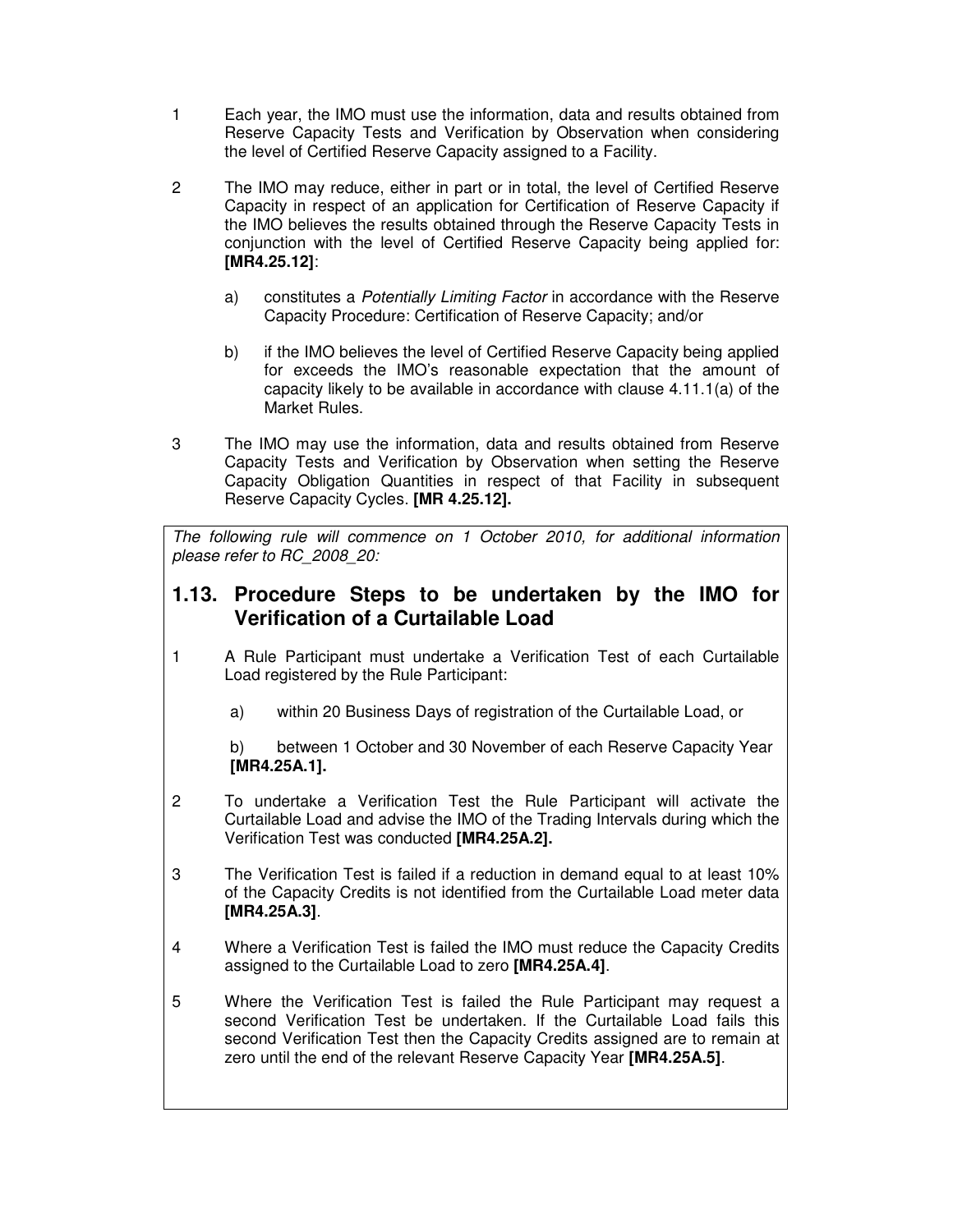1. Each year, the IMO must use the information, data and results obtained from Reserve Capacity Tests and Verification by Observation when considering the level of Certified Reserve Capacity assigned to a Facility.

2. The IMO may reduce, either in part or in total, the level of Certified Reserve Capacity in respect of an application for Certification of Reserve Capacity if the IMO believes the results obtained through the Reserve Capacity Tests in conjunction with the level of Certified Reserve Capacity being applied for: **[MR4.25.12]**:

   a) constitutes a *Potentially Limiting Factor* in accordance with the Reserve Capacity Procedure: Certification of Reserve Capacity; and/or

   b) if the IMO believes the level of Certified Reserve Capacity being applied for exceeds the IMO's reasonable expectation that the amount of capacity likely to be available in accordance with clause 4.11.1(a) of the Market Rules.

3. The IMO may use the information, data and results obtained from Reserve Capacity Tests and Verification by Observation when setting the Reserve Capacity Obligation Quantities in respect of that Facility in subsequent Reserve Capacity Cycles. **[MR 4.25.12].**

*The following rule will commence on 1 October 2010, for additional information please refer to RC_2008_20:*

## 1.13. Procedure Steps to be undertaken by the IMO for Verification of a Curtailable Load

1. A Rule Participant must undertake a Verification Test of each Curtailable Load registered by the Rule Participant:

   a) within 20 Business Days of registration of the Curtailable Load, or

   b) between 1 October and 30 November of each Reserve Capacity Year **[MR4.25A.1].**

2. To undertake a Verification Test the Rule Participant will activate the Curtailable Load and advise the IMO of the Trading Intervals during which the Verification Test was conducted **[MR4.25A.2].**

3. The Verification Test is failed if a reduction in demand equal to at least 10% of the Capacity Credits is not identified from the Curtailable Load meter data **[MR4.25A.3]**.

4. Where a Verification Test is failed the IMO must reduce the Capacity Credits assigned to the Curtailable Load to zero **[MR4.25A.4]**.

5. Where the Verification Test is failed the Rule Participant may request a second Verification Test be undertaken. If the Curtailable Load fails this second Verification Test then the Capacity Credits assigned are to remain at zero until the end of the relevant Reserve Capacity Year **[MR4.25A.5]**.